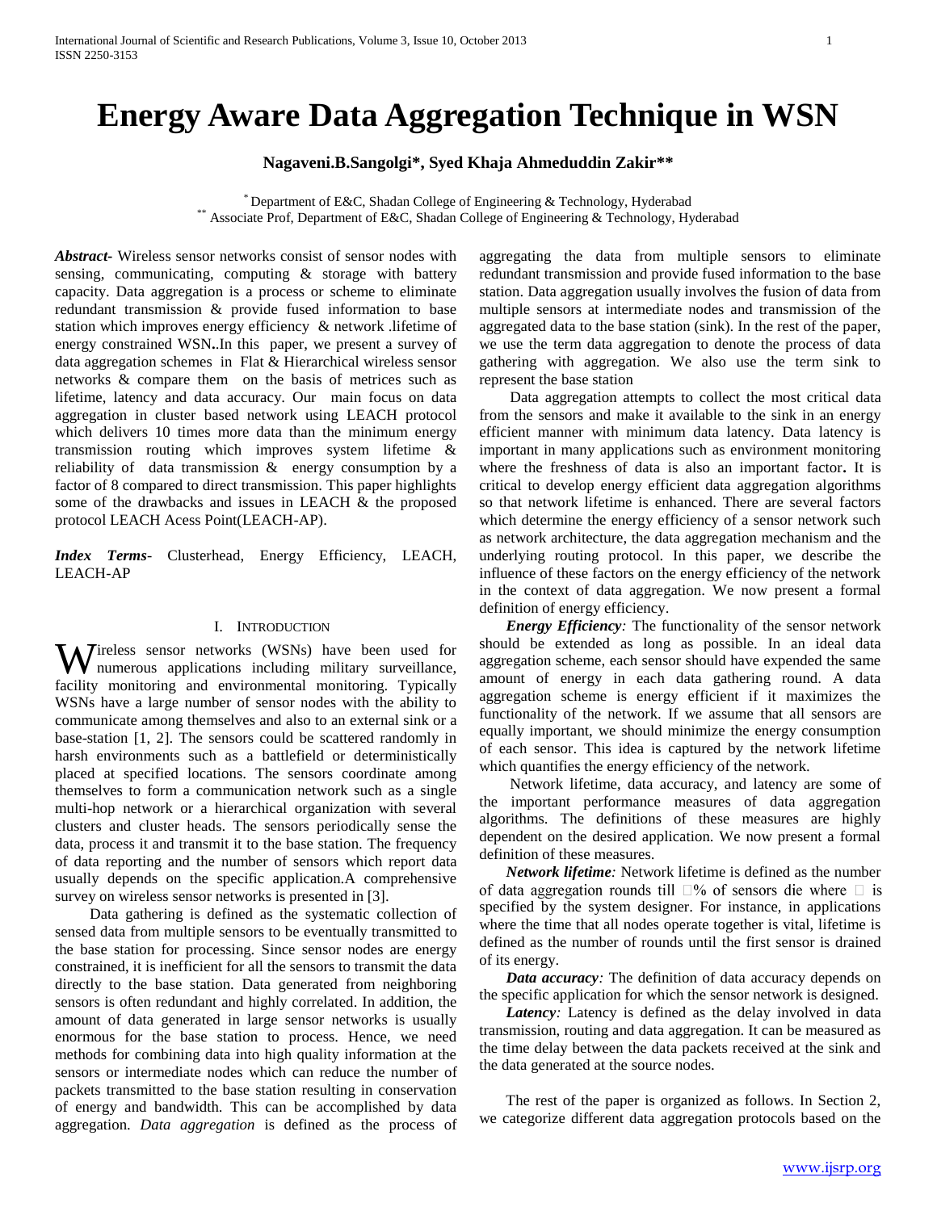# Energy Aware Data Aggregation Technique in WSN

**Nagaveni.B.Sangolgi*, Syed Khaja Ahmeduddin Zakir****

[*] Department of E&C, Shadan College of Engineering & Technology, Hyderabad
[**] Associate Prof, Department of E&C, Shadan College of Engineering & Technology, Hyderabad

***Abstract***- Wireless sensor networks consist of sensor nodes with sensing, communicating, computing & storage with battery capacity. Data aggregation is a process or scheme to eliminate redundant transmission & provide fused information to base station which improves energy efficiency & network .lifetime of energy constrained WSN**.**.In this paper, we present a survey of data aggregation schemes in Flat & Hierarchical wireless sensor networks & compare them on the basis of metrices such as lifetime, latency and data accuracy. Our main focus on data aggregation in cluster based network using LEACH protocol which delivers 10 times more data than the minimum energy transmission routing which improves system lifetime & reliability of data transmission & energy consumption by a factor of 8 compared to direct transmission. This paper highlights some of the drawbacks and issues in LEACH & the proposed protocol LEACH Acess Point(LEACH-AP).

***Index Terms***- Clusterhead, Energy Efficiency, LEACH, LEACH-AP

## I. Introduction

Wireless sensor networks (WSNs) have been used for numerous applications including military surveillance, facility monitoring and environmental monitoring. Typically WSNs have a large number of sensor nodes with the ability to communicate among themselves and also to an external sink or a base-station [1, 2]. The sensors could be scattered randomly in harsh environments such as a battlefield or deterministically placed at specified locations. The sensors coordinate among themselves to form a communication network such as a single multi-hop network or a hierarchical organization with several clusters and cluster heads. The sensors periodically sense the data, process it and transmit it to the base station. The frequency of data reporting and the number of sensors which report data usually depends on the specific application.A comprehensive survey on wireless sensor networks is presented in [3].

Data gathering is defined as the systematic collection of sensed data from multiple sensors to be eventually transmitted to the base station for processing. Since sensor nodes are energy constrained, it is inefficient for all the sensors to transmit the data directly to the base station. Data generated from neighboring sensors is often redundant and highly correlated. In addition, the amount of data generated in large sensor networks is usually enormous for the base station to process. Hence, we need methods for combining data into high quality information at the sensors or intermediate nodes which can reduce the number of packets transmitted to the base station resulting in conservation of energy and bandwidth. This can be accomplished by data aggregation. *Data aggregation* is defined as the process of aggregating the data from multiple sensors to eliminate redundant transmission and provide fused information to the base station. Data aggregation usually involves the fusion of data from multiple sensors at intermediate nodes and transmission of the aggregated data to the base station (sink). In the rest of the paper, we use the term data aggregation to denote the process of data gathering with aggregation. We also use the term sink to represent the base station

Data aggregation attempts to collect the most critical data from the sensors and make it available to the sink in an energy efficient manner with minimum data latency. Data latency is important in many applications such as environment monitoring where the freshness of data is also an important factor**.** It is critical to develop energy efficient data aggregation algorithms so that network lifetime is enhanced. There are several factors which determine the energy efficiency of a sensor network such as network architecture, the data aggregation mechanism and the underlying routing protocol. In this paper, we describe the influence of these factors on the energy efficiency of the network in the context of data aggregation. We now present a formal definition of energy efficiency.

***Energy Efficiency**:* The functionality of the sensor network should be extended as long as possible. In an ideal data aggregation scheme, each sensor should have expended the same amount of energy in each data gathering round. A data aggregation scheme is energy efficient if it maximizes the functionality of the network. If we assume that all sensors are equally important, we should minimize the energy consumption of each sensor. This idea is captured by the network lifetime which quantifies the energy efficiency of the network.

Network lifetime, data accuracy, and latency are some of the important performance measures of data aggregation algorithms. The definitions of these measures are highly dependent on the desired application. We now present a formal definition of these measures.

***Network lifetime**:* Network lifetime is defined as the number of data aggregation rounds till □% of sensors die where □ is specified by the system designer. For instance, in applications where the time that all nodes operate together is vital, lifetime is defined as the number of rounds until the first sensor is drained of its energy.

***Data accuracy**:* The definition of data accuracy depends on the specific application for which the sensor network is designed.

***Latency**:* Latency is defined as the delay involved in data transmission, routing and data aggregation. It can be measured as the time delay between the data packets received at the sink and the data generated at the source nodes.

The rest of the paper is organized as follows. In Section 2, we categorize different data aggregation protocols based on the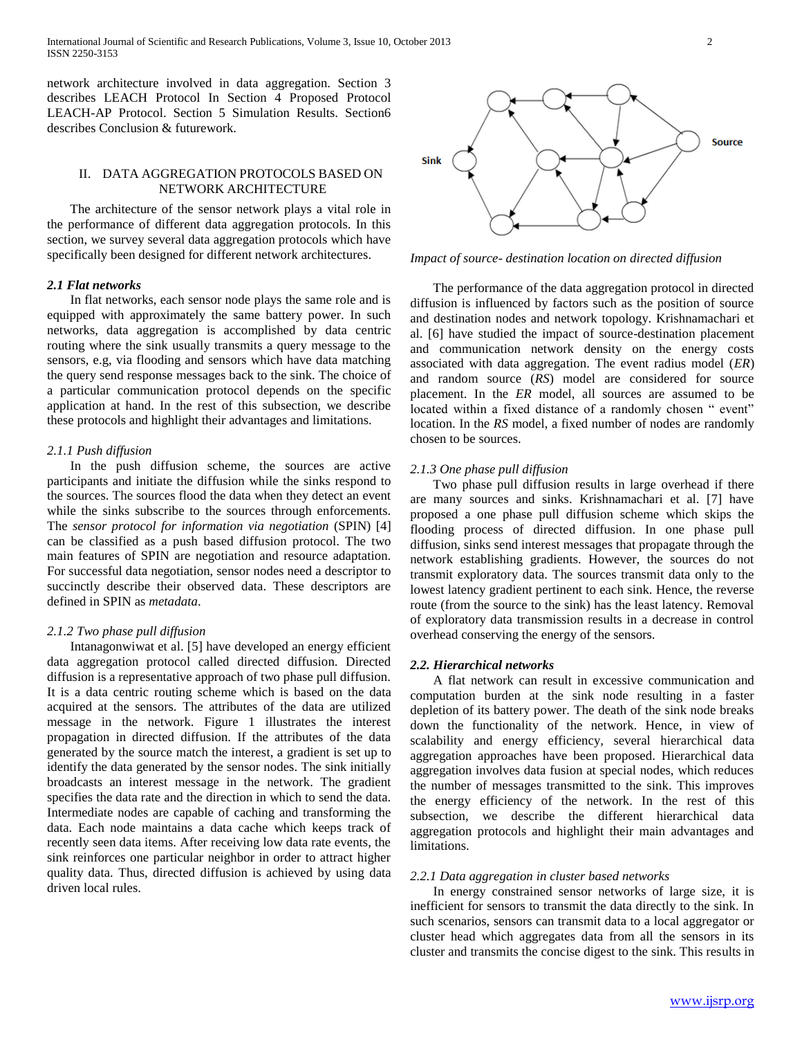network architecture involved in data aggregation. Section 3 describes LEACH Protocol In Section 4 Proposed Protocol LEACH-AP Protocol. Section 5 Simulation Results. Section6 describes Conclusion & futurework.

## II. DATA AGGREGATION PROTOCOLS BASED ON NETWORK ARCHITECTURE

The architecture of the sensor network plays a vital role in the performance of different data aggregation protocols. In this section, we survey several data aggregation protocols which have specifically been designed for different network architectures.

### *2.1 Flat networks*

In flat networks, each sensor node plays the same role and is equipped with approximately the same battery power. In such networks, data aggregation is accomplished by data centric routing where the sink usually transmits a query message to the sensors, e.g, via flooding and sensors which have data matching the query send response messages back to the sink. The choice of a particular communication protocol depends on the specific application at hand. In the rest of this subsection, we describe these protocols and highlight their advantages and limitations.

#### *2.1.1 Push diffusion*

In the push diffusion scheme, the sources are active participants and initiate the diffusion while the sinks respond to the sources. The sources flood the data when they detect an event while the sinks subscribe to the sources through enforcements. The *sensor protocol for information via negotiation* (SPIN) [4] can be classified as a push based diffusion protocol. The two main features of SPIN are negotiation and resource adaptation. For successful data negotiation, sensor nodes need a descriptor to succinctly describe their observed data. These descriptors are defined in SPIN as *metadata*.

#### *2.1.2 Two phase pull diffusion*

Intanagonwiwat et al. [5] have developed an energy efficient data aggregation protocol called directed diffusion. Directed diffusion is a representative approach of two phase pull diffusion. It is a data centric routing scheme which is based on the data acquired at the sensors. The attributes of the data are utilized message in the network. Figure 1 illustrates the interest propagation in directed diffusion. If the attributes of the data generated by the source match the interest, a gradient is set up to identify the data generated by the sensor nodes. The sink initially broadcasts an interest message in the network. The gradient specifies the data rate and the direction in which to send the data. Intermediate nodes are capable of caching and transforming the data. Each node maintains a data cache which keeps track of recently seen data items. After receiving low data rate events, the sink reinforces one particular neighbor in order to attract higher quality data. Thus, directed diffusion is achieved by using data driven local rules.

*Impact of source- destination location on directed diffusion*

The performance of the data aggregation protocol in directed diffusion is influenced by factors such as the position of source and destination nodes and network topology. Krishnamachari et al. [6] have studied the impact of source-destination placement and communication network density on the energy costs associated with data aggregation. The event radius model (*ER*) and random source (*RS*) model are considered for source placement. In the *ER* model, all sources are assumed to be located within a fixed distance of a randomly chosen " event" location. In the *RS* model, a fixed number of nodes are randomly chosen to be sources.

#### *2.1.3 One phase pull diffusion*

Two phase pull diffusion results in large overhead if there are many sources and sinks. Krishnamachari et al. [7] have proposed a one phase pull diffusion scheme which skips the flooding process of directed diffusion. In one phase pull diffusion, sinks send interest messages that propagate through the network establishing gradients. However, the sources do not transmit exploratory data. The sources transmit data only to the lowest latency gradient pertinent to each sink. Hence, the reverse route (from the source to the sink) has the least latency. Removal of exploratory data transmission results in a decrease in control overhead conserving the energy of the sensors.

### *2.2. Hierarchical networks*

A flat network can result in excessive communication and computation burden at the sink node resulting in a faster depletion of its battery power. The death of the sink node breaks down the functionality of the network. Hence, in view of scalability and energy efficiency, several hierarchical data aggregation approaches have been proposed. Hierarchical data aggregation involves data fusion at special nodes, which reduces the number of messages transmitted to the sink. This improves the energy efficiency of the network. In the rest of this subsection, we describe the different hierarchical data aggregation protocols and highlight their main advantages and limitations.

#### *2.2.1 Data aggregation in cluster based networks*

In energy constrained sensor networks of large size, it is inefficient for sensors to transmit the data directly to the sink. In such scenarios, sensors can transmit data to a local aggregator or cluster head which aggregates data from all the sensors in its cluster and transmits the concise digest to the sink. This results in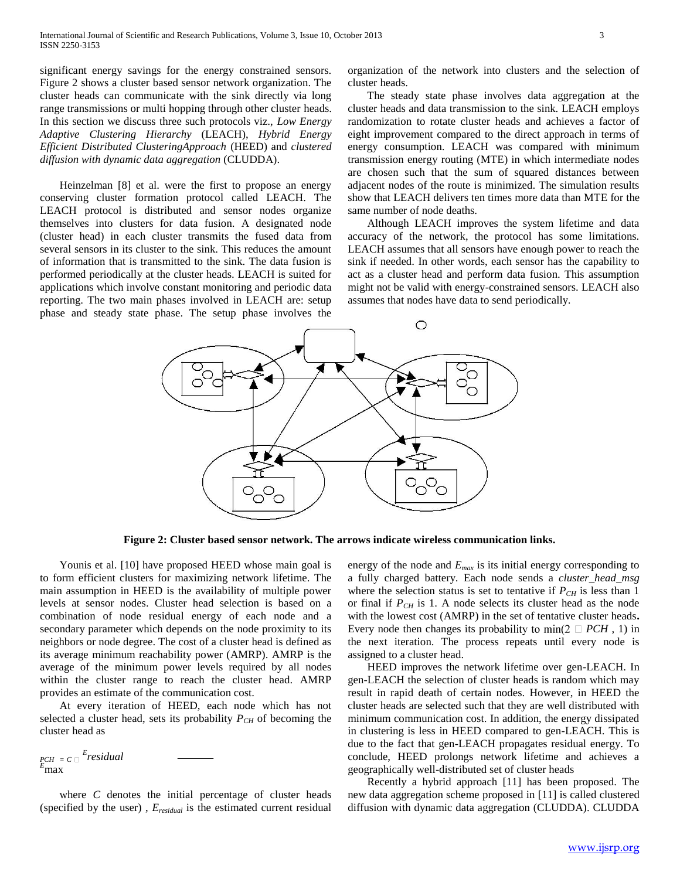significant energy savings for the energy constrained sensors. Figure 2 shows a cluster based sensor network organization. The cluster heads can communicate with the sink directly via long range transmissions or multi hopping through other cluster heads. In this section we discuss three such protocols viz., *Low Energy Adaptive Clustering Hierarchy* (LEACH), *Hybrid Energy Efficient Distributed ClusteringApproach* (HEED) and *clustered diffusion with dynamic data aggregation* (CLUDDA).

Heinzelman [8] et al. were the first to propose an energy conserving cluster formation protocol called LEACH. The LEACH protocol is distributed and sensor nodes organize themselves into clusters for data fusion. A designated node (cluster head) in each cluster transmits the fused data from several sensors in its cluster to the sink. This reduces the amount of information that is transmitted to the sink. The data fusion is performed periodically at the cluster heads. LEACH is suited for applications which involve constant monitoring and periodic data reporting. The two main phases involved in LEACH are: setup phase and steady state phase. The setup phase involves the organization of the network into clusters and the selection of cluster heads.

The steady state phase involves data aggregation at the cluster heads and data transmission to the sink. LEACH employs randomization to rotate cluster heads and achieves a factor of eight improvement compared to the direct approach in terms of energy consumption. LEACH was compared with minimum transmission energy routing (MTE) in which intermediate nodes are chosen such that the sum of squared distances between adjacent nodes of the route is minimized. The simulation results show that LEACH delivers ten times more data than MTE for the same number of node deaths.

Although LEACH improves the system lifetime and data accuracy of the network, the protocol has some limitations. LEACH assumes that all sensors have enough power to reach the sink if needed. In other words, each sensor has the capability to act as a cluster head and perform data fusion. This assumption might not be valid with energy-constrained sensors. LEACH also assumes that nodes have data to send periodically.

**Figure 2: Cluster based sensor network. The arrows indicate wireless communication links.**

Younis et al. [10] have proposed HEED whose main goal is to form efficient clusters for maximizing network lifetime. The main assumption in HEED is the availability of multiple power levels at sensor nodes. Cluster head selection is based on a combination of node residual energy of each node and a secondary parameter which depends on the node proximity to its neighbors or node degree. The cost of a cluster head is defined as its average minimum reachability power (AMRP). AMRP is the average of the minimum power levels required by all nodes within the cluster range to reach the cluster head. AMRP provides an estimate of the communication cost.

At every iteration of HEED, each node which has not selected a cluster head, sets its probability $P_{CH}$ of becoming the cluster head as

$$P_{CH} = C \times \frac{E_{residual}}{E_{max}}$$

where *C* denotes the initial percentage of cluster heads (specified by the user) , $E_{residual}$ is the estimated current residual energy of the node and $E_{max}$ is its initial energy corresponding to a fully charged battery. Each node sends a *cluster_head_msg* where the selection status is set to tentative if $P_{CH}$ is less than 1 or final if $P_{CH}$ is 1. A node selects its cluster head as the node with the lowest cost (AMRP) in the set of tentative cluster heads**.** Every node then changes its probability to min($2 \times PCH$ , 1) in the next iteration. The process repeats until every node is assigned to a cluster head.

HEED improves the network lifetime over gen-LEACH. In gen-LEACH the selection of cluster heads is random which may result in rapid death of certain nodes. However, in HEED the cluster heads are selected such that they are well distributed with minimum communication cost. In addition, the energy dissipated in clustering is less in HEED compared to gen-LEACH. This is due to the fact that gen-LEACH propagates residual energy. To conclude, HEED prolongs network lifetime and achieves a geographically well-distributed set of cluster heads

Recently a hybrid approach [11] has been proposed. The new data aggregation scheme proposed in [11] is called clustered diffusion with dynamic data aggregation (CLUDDA). CLUDDA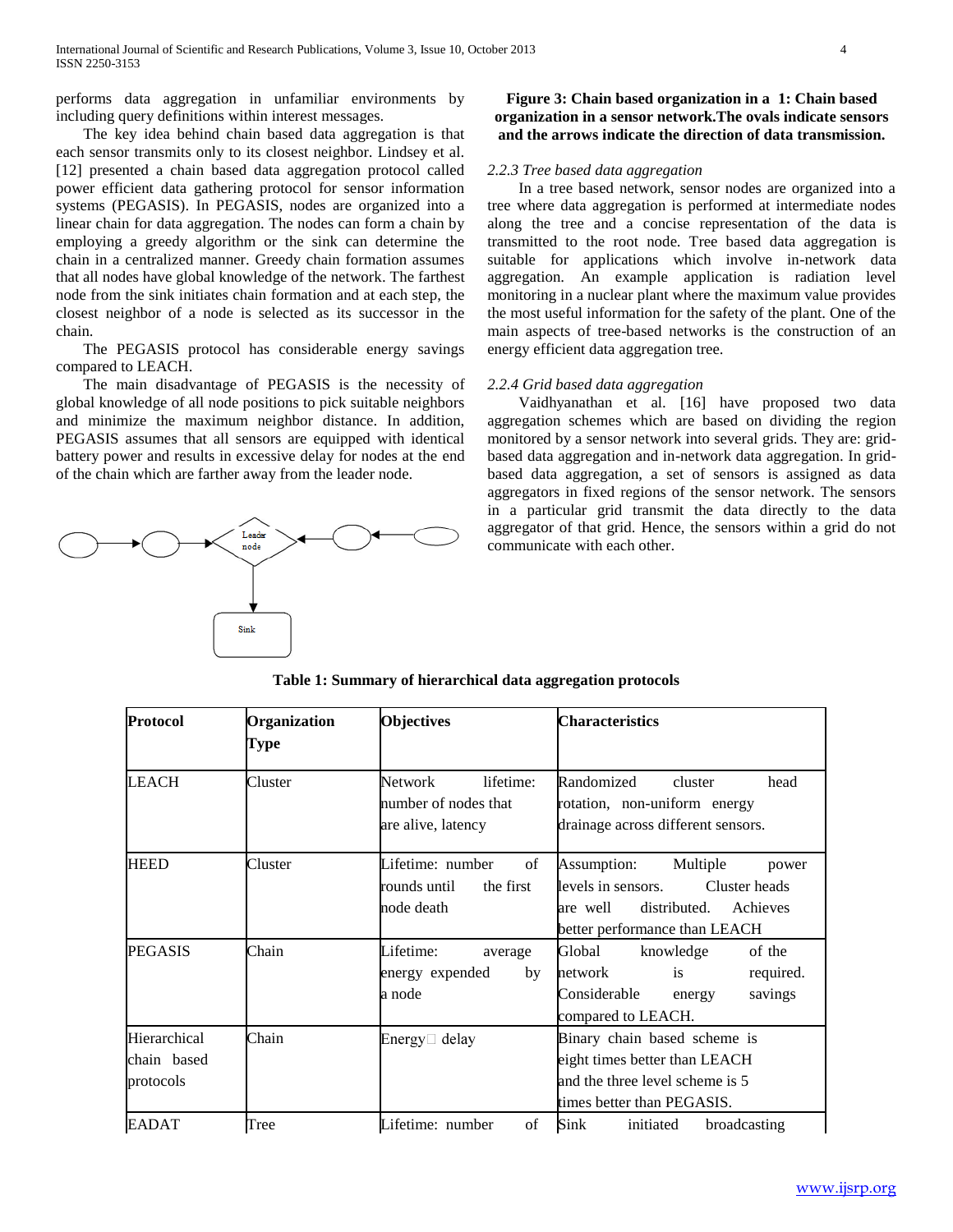performs data aggregation in unfamiliar environments by including query definitions within interest messages.

The key idea behind chain based data aggregation is that each sensor transmits only to its closest neighbor. Lindsey et al. [12] presented a chain based data aggregation protocol called power efficient data gathering protocol for sensor information systems (PEGASIS). In PEGASIS, nodes are organized into a linear chain for data aggregation. The nodes can form a chain by employing a greedy algorithm or the sink can determine the chain in a centralized manner. Greedy chain formation assumes that all nodes have global knowledge of the network. The farthest node from the sink initiates chain formation and at each step, the closest neighbor of a node is selected as its successor in the chain.

The PEGASIS protocol has considerable energy savings compared to LEACH.

The main disadvantage of PEGASIS is the necessity of global knowledge of all node positions to pick suitable neighbors and minimize the maximum neighbor distance. In addition, PEGASIS assumes that all sensors are equipped with identical battery power and results in excessive delay for nodes at the end of the chain which are farther away from the leader node.

Leader node

Sink

**Figure 3: Chain based organization in a 1: Chain based organization in a sensor network.The ovals indicate sensors and the arrows indicate the direction of data transmission.**

### *2.2.3 Tree based data aggregation*

In a tree based network, sensor nodes are organized into a tree where data aggregation is performed at intermediate nodes along the tree and a concise representation of the data is transmitted to the root node. Tree based data aggregation is suitable for applications which involve in-network data aggregation. An example application is radiation level monitoring in a nuclear plant where the maximum value provides the most useful information for the safety of the plant. One of the main aspects of tree-based networks is the construction of an energy efficient data aggregation tree.

### *2.2.4 Grid based data aggregation*

Vaidhyanathan et al. [16] have proposed two data aggregation schemes which are based on dividing the region monitored by a sensor network into several grids. They are: grid-based data aggregation and in-network data aggregation. In grid-based data aggregation, a set of sensors is assigned as data aggregators in fixed regions of the sensor network. The sensors in a particular grid transmit the data directly to the data aggregator of that grid. Hence, the sensors within a grid do not communicate with each other.

**Table 1: Summary of hierarchical data aggregation protocols**

| Protocol | Organization Type | Objectives | Characteristics |
|---|---|---|---|
| LEACH | Cluster | Network lifetime: number of nodes that are alive, latency | Randomized cluster head rotation, non-uniform energy drainage across different sensors. |
| HEED | Cluster | Lifetime: number of rounds until the first node death | Assumption: Multiple power levels in sensors. Cluster heads are well distributed. Achieves better performance than LEACH |
| PEGASIS | Chain | Lifetime: average energy expended by a node | Global knowledge of the network is required. Considerable energy savings compared to LEACH. |
| Hierarchical chain based protocols | Chain | Energy delay | Binary chain based scheme is eight times better than LEACH and the three level scheme is 5 times better than PEGASIS. |
| EADAT | Tree | Lifetime: number of | Sink initiated broadcasting |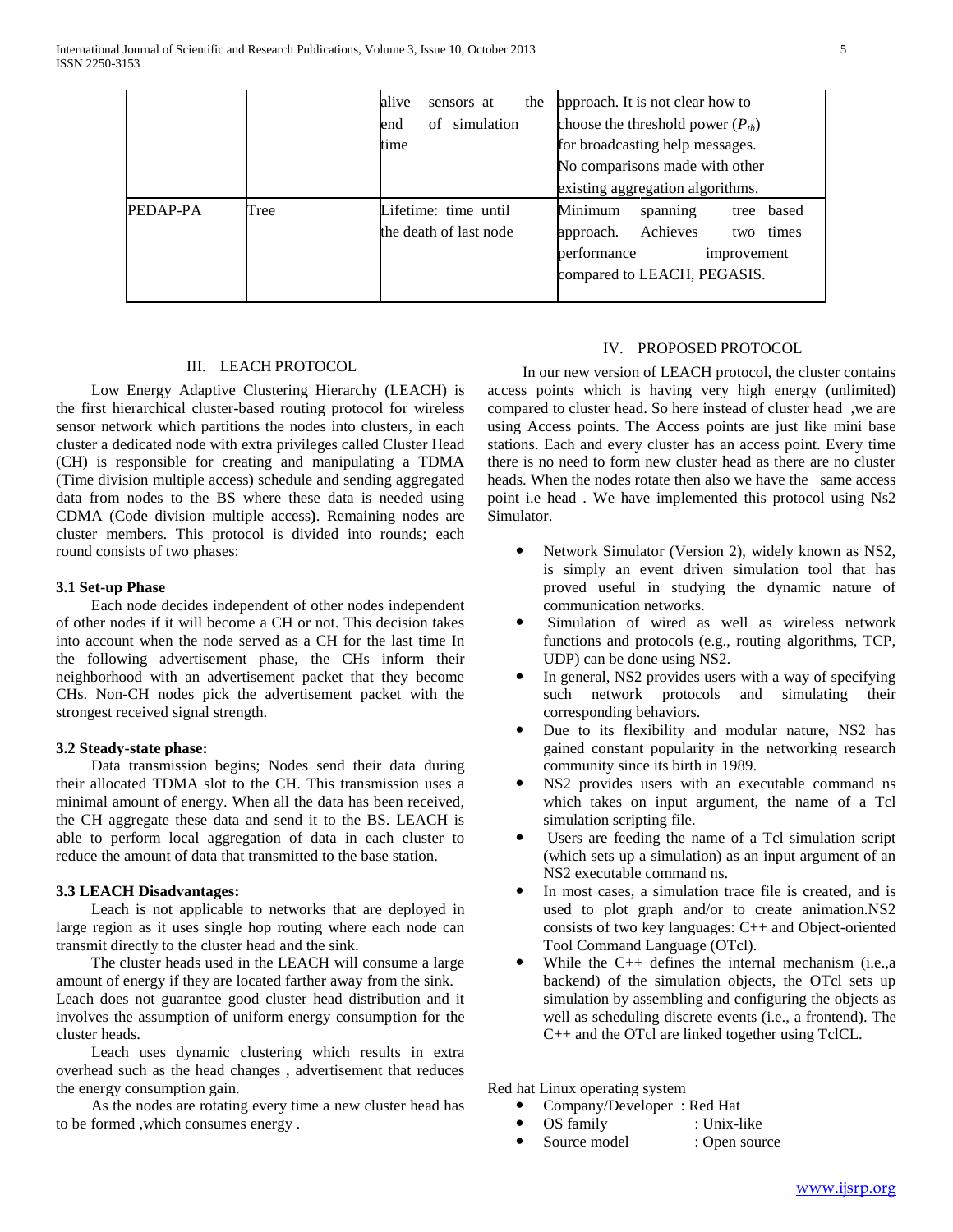| | | alive sensors at the end of simulation time | approach. It is not clear how to choose the threshold power ($P_{th}$) for broadcasting help messages. No comparisons made with other existing aggregation algorithms. |
|---|---|---|---|
| PEDAP-PA | Tree | Lifetime: time until the death of last node | Minimum spanning tree based approach. Achieves two times performance improvement compared to LEACH, PEGASIS. |

## III. LEACH PROTOCOL

Low Energy Adaptive Clustering Hierarchy (LEACH) is the first hierarchical cluster-based routing protocol for wireless sensor network which partitions the nodes into clusters, in each cluster a dedicated node with extra privileges called Cluster Head (CH) is responsible for creating and manipulating a TDMA (Time division multiple access) schedule and sending aggregated data from nodes to the BS where these data is needed using CDMA (Code division multiple access**)**. Remaining nodes are cluster members. This protocol is divided into rounds; each round consists of two phases:

### 3.1 Set-up Phase

Each node decides independent of other nodes independent of other nodes if it will become a CH or not. This decision takes into account when the node served as a CH for the last time In the following advertisement phase, the CHs inform their neighborhood with an advertisement packet that they become CHs. Non-CH nodes pick the advertisement packet with the strongest received signal strength.

### 3.2 Steady-state phase:

Data transmission begins; Nodes send their data during their allocated TDMA slot to the CH. This transmission uses a minimal amount of energy. When all the data has been received, the CH aggregate these data and send it to the BS. LEACH is able to perform local aggregation of data in each cluster to reduce the amount of data that transmitted to the base station.

### 3.3 LEACH Disadvantages:

Leach is not applicable to networks that are deployed in large region as it uses single hop routing where each node can transmit directly to the cluster head and the sink.

The cluster heads used in the LEACH will consume a large amount of energy if they are located farther away from the sink. Leach does not guarantee good cluster head distribution and it involves the assumption of uniform energy consumption for the cluster heads.

Leach uses dynamic clustering which results in extra overhead such as the head changes , advertisement that reduces the energy consumption gain.

As the nodes are rotating every time a new cluster head has to be formed ,which consumes energy .

## IV. PROPOSED PROTOCOL

In our new version of LEACH protocol, the cluster contains access points which is having very high energy (unlimited) compared to cluster head. So here instead of cluster head ,we are using Access points. The Access points are just like mini base stations. Each and every cluster has an access point. Every time there is no need to form new cluster head as there are no cluster heads. When the nodes rotate then also we have the same access point i.e head . We have implemented this protocol using Ns2 Simulator.

- Network Simulator (Version 2), widely known as NS2, is simply an event driven simulation tool that has proved useful in studying the dynamic nature of communication networks.
- Simulation of wired as well as wireless network functions and protocols (e.g., routing algorithms, TCP, UDP) can be done using NS2.
- In general, NS2 provides users with a way of specifying such network protocols and simulating their corresponding behaviors.
- Due to its flexibility and modular nature, NS2 has gained constant popularity in the networking research community since its birth in 1989.
- NS2 provides users with an executable command ns which takes on input argument, the name of a Tcl simulation scripting file.
- Users are feeding the name of a Tcl simulation script (which sets up a simulation) as an input argument of an NS2 executable command ns.
- In most cases, a simulation trace file is created, and is used to plot graph and/or to create animation.NS2 consists of two key languages: C++ and Object-oriented Tool Command Language (OTcl).
- While the C++ defines the internal mechanism (i.e.,a backend) of the simulation objects, the OTcl sets up simulation by assembling and configuring the objects as well as scheduling discrete events (i.e., a frontend). The C++ and the OTcl are linked together using TclCL.

Red hat Linux operating system

- Company/Developer : Red Hat
- OS family : Unix-like
- Source model : Open source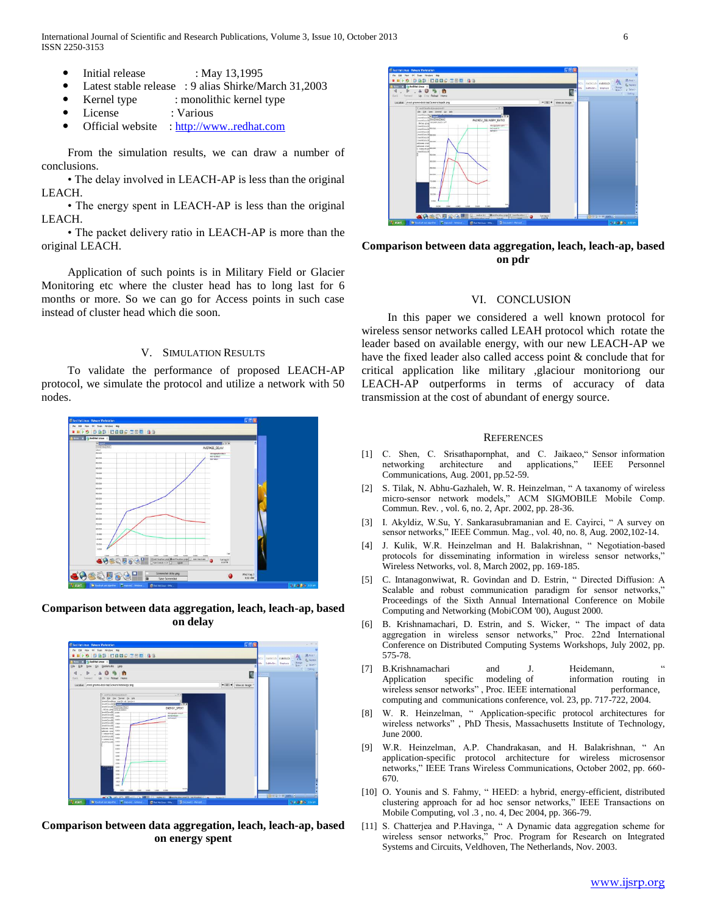- Initial release : May 13,1995
- Latest stable release : 9 alias Shirke/March 31,2003
- Kernel type : monolithic kernel type
- License : Various
- Official website : http://www..redhat.com

From the simulation results, we can draw a number of conclusions.

• The delay involved in LEACH-AP is less than the original LEACH.

• The energy spent in LEACH-AP is less than the original LEACH.

• The packet delivery ratio in LEACH-AP is more than the original LEACH.

Application of such points is in Military Field or Glacier Monitoring etc where the cluster head has to long last for 6 months or more. So we can go for Access points in such case instead of cluster head which die soon.

## V. Simulation Results

To validate the performance of proposed LEACH-AP protocol, we simulate the protocol and utilize a network with 50 nodes.

**Comparison between data aggregation, leach, leach-ap, based on delay**

**Comparison between data aggregation, leach, leach-ap, based on energy spent**

**Comparison between data aggregation, leach, leach-ap, based on pdr**

## VI. Conclusion

In this paper we considered a well known protocol for wireless sensor networks called LEAH protocol which rotate the leader based on available energy, with our new LEACH-AP we have the fixed leader also called access point & conclude that for critical application like military ,glaciour monitoriong our LEACH-AP outperforms in terms of accuracy of data transmission at the cost of abundant of energy source.

## References

[1] C. Shen, C. Srisathapornphat, and C. Jaikaeo," Sensor information networking architecture and applications," IEEE Personnel Communications, Aug. 2001, pp.52-59.

[2] S. Tilak, N. Abhu-Gazhaleh, W. R. Heinzelman, " A taxanomy of wireless micro-sensor network models," ACM SIGMOBILE Mobile Comp. Commun. Rev. , vol. 6, no. 2, Apr. 2002, pp. 28-36.

[3] I. Akyldiz, W.Su, Y. Sankarasubramanian and E. Cayirci, " A survey on sensor networks," IEEE Commun. Mag., vol. 40, no. 8, Aug. 2002,102-14.

[4] J. Kulik, W.R. Heinzelman and H. Balakrishnan, " Negotiation-based protocols for disseminating information in wireless sensor networks," Wireless Networks, vol. 8, March 2002, pp. 169-185.

[5] C. Intanagonwiwat, R. Govindan and D. Estrin, " Directed Diffusion: A Scalable and robust communication paradigm for sensor networks," Proceedings of the Sixth Annual International Conference on Mobile Computing and Networking (MobiCOM '00), August 2000.

[6] B. Krishnamachari, D. Estrin, and S. Wicker, " The impact of data aggregation in wireless sensor networks," Proc. 22nd International Conference on Distributed Computing Systems Workshops, July 2002, pp. 575-78.

[7] B.Krishnamachari and J. Heidemann, " Application specific modeling of information routing in wireless sensor networks" , Proc. IEEE international performance, computing and communications conference, vol. 23, pp. 717-722, 2004.

[8] W. R. Heinzelman, " Application-specific protocol architectures for wireless networks" , PhD Thesis, Massachusetts Institute of Technology, June 2000.

[9] W.R. Heinzelman, A.P. Chandrakasan, and H. Balakrishnan, " An application-specific protocol architecture for wireless microsensor networks," IEEE Trans Wireless Communications, October 2002, pp. 660-670.

[10] O. Younis and S. Fahmy, " HEED: a hybrid, energy-efficient, distributed clustering approach for ad hoc sensor networks," IEEE Transactions on Mobile Computing, vol .3 , no. 4, Dec 2004, pp. 366-79.

[11] S. Chatterjea and P.Havinga, " A Dynamic data aggregation scheme for wireless sensor networks," Proc. Program for Research on Integrated Systems and Circuits, Veldhoven, The Netherlands, Nov. 2003.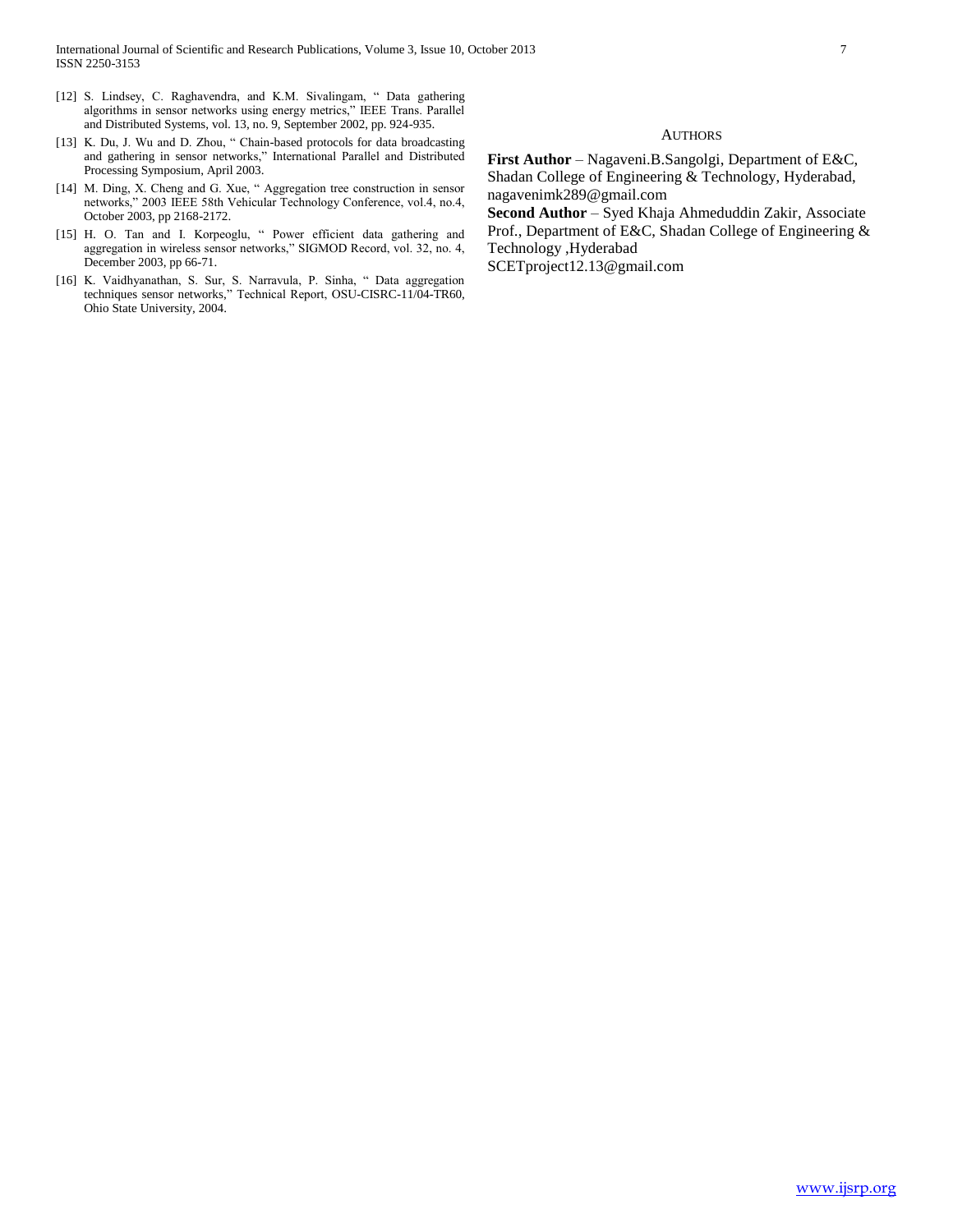[12] S. Lindsey, C. Raghavendra, and K.M. Sivalingam, " Data gathering algorithms in sensor networks using energy metrics," IEEE Trans. Parallel and Distributed Systems, vol. 13, no. 9, September 2002, pp. 924-935.

[13] K. Du, J. Wu and D. Zhou, " Chain-based protocols for data broadcasting and gathering in sensor networks," International Parallel and Distributed Processing Symposium, April 2003.

[14] M. Ding, X. Cheng and G. Xue, " Aggregation tree construction in sensor networks," 2003 IEEE 58th Vehicular Technology Conference, vol.4, no.4, October 2003, pp 2168-2172.

[15] H. O. Tan and I. Korpeoglu, " Power efficient data gathering and aggregation in wireless sensor networks," SIGMOD Record, vol. 32, no. 4, December 2003, pp 66-71.

[16] K. Vaidhyanathan, S. Sur, S. Narravula, P. Sinha, " Data aggregation techniques sensor networks," Technical Report, OSU-CISRC-11/04-TR60, Ohio State University, 2004.

## AUTHORS

**First Author** – Nagaveni.B.Sangolgi, Department of E&C, Shadan College of Engineering & Technology, Hyderabad, nagavenimk289@gmail.com

**Second Author** – Syed Khaja Ahmeduddin Zakir, Associate Prof., Department of E&C, Shadan College of Engineering & Technology ,Hyderabad

SCETproject12.13@gmail.com